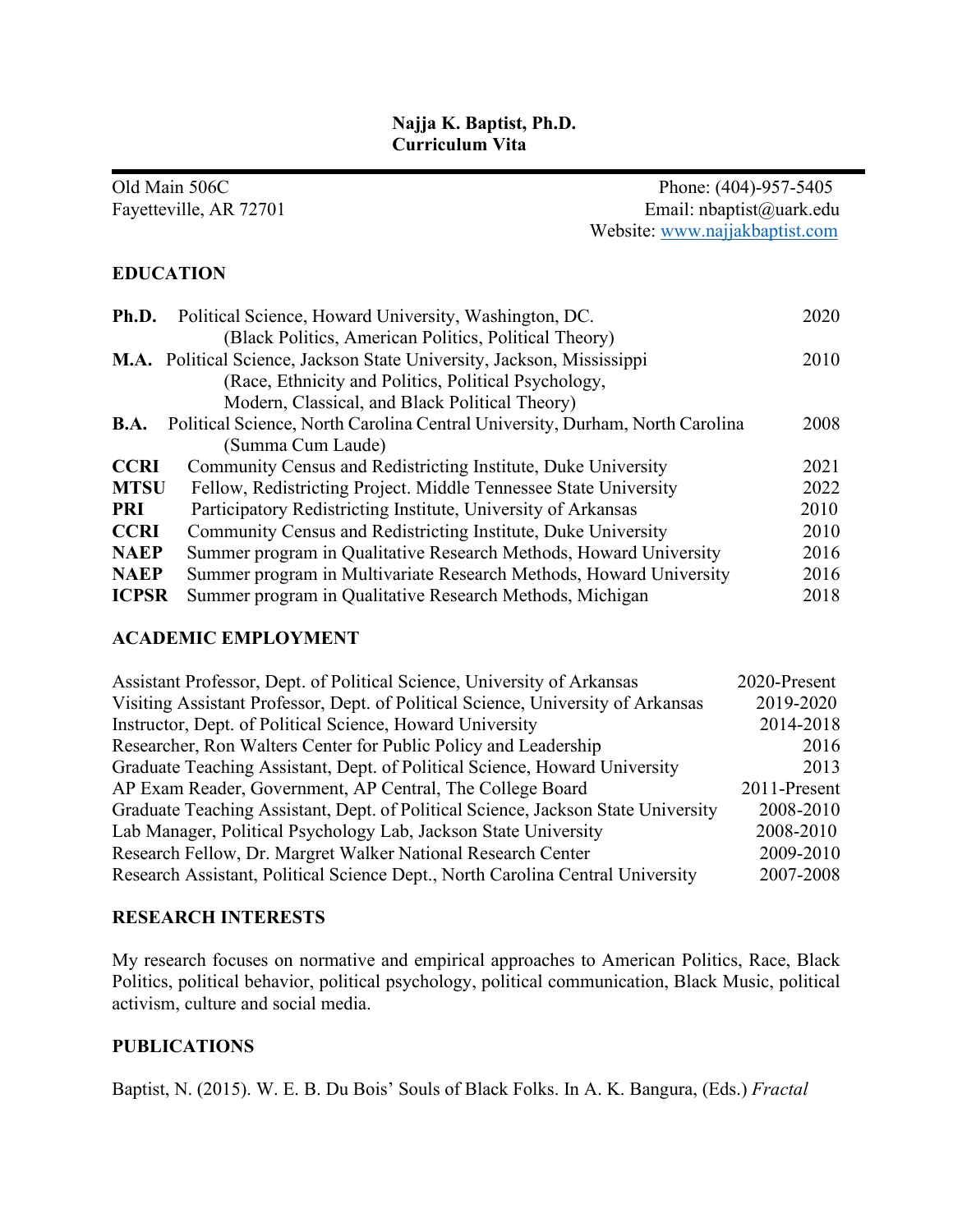**Najja K. Baptist, Ph.D.**
**Curriculum Vita**

Old Main 506C
Fayetteville, AR 72701

Phone: (404)-957-5405
Email: nbaptist@uark.edu
Website: [www.najjakbaptist.com](http://www.najjakbaptist.com)

## EDUCATION

| | | |
|---|---|---|
| **Ph.D.** | Political Science, Howard University, Washington, DC. (Black Politics, American Politics, Political Theory) | 2020 |
| **M.A.** | Political Science, Jackson State University, Jackson, Mississippi (Race, Ethnicity and Politics, Political Psychology, Modern, Classical, and Black Political Theory) | 2010 |
| **B.A.** | Political Science, North Carolina Central University, Durham, North Carolina (Summa Cum Laude) | 2008 |
| **CCRI** | Community Census and Redistricting Institute, Duke University | 2021 |
| **MTSU** | Fellow, Redistricting Project. Middle Tennessee State University | 2022 |
| **PRI** | Participatory Redistricting Institute, University of Arkansas | 2010 |
| **CCRI** | Community Census and Redistricting Institute, Duke University | 2010 |
| **NAEP** | Summer program in Qualitative Research Methods, Howard University | 2016 |
| **NAEP** | Summer program in Multivariate Research Methods, Howard University | 2016 |
| **ICPSR** | Summer program in Qualitative Research Methods, Michigan | 2018 |

## ACADEMIC EMPLOYMENT

| | |
|---|---|
| Assistant Professor, Dept. of Political Science, University of Arkansas | 2020-Present |
| Visiting Assistant Professor, Dept. of Political Science, University of Arkansas | 2019-2020 |
| Instructor, Dept. of Political Science, Howard University | 2014-2018 |
| Researcher, Ron Walters Center for Public Policy and Leadership | 2016 |
| Graduate Teaching Assistant, Dept. of Political Science, Howard University | 2013 |
| AP Exam Reader, Government, AP Central, The College Board | 2011-Present |
| Graduate Teaching Assistant, Dept. of Political Science, Jackson State University | 2008-2010 |
| Lab Manager, Political Psychology Lab, Jackson State University | 2008-2010 |
| Research Fellow, Dr. Margret Walker National Research Center | 2009-2010 |
| Research Assistant, Political Science Dept., North Carolina Central University | 2007-2008 |

## RESEARCH INTERESTS

My research focuses on normative and empirical approaches to American Politics, Race, Black Politics, political behavior, political psychology, political communication, Black Music, political activism, culture and social media.

## PUBLICATIONS

Baptist, N. (2015). W. E. B. Du Bois' Souls of Black Folks. In A. K. Bangura, (Eds.) *Fractal*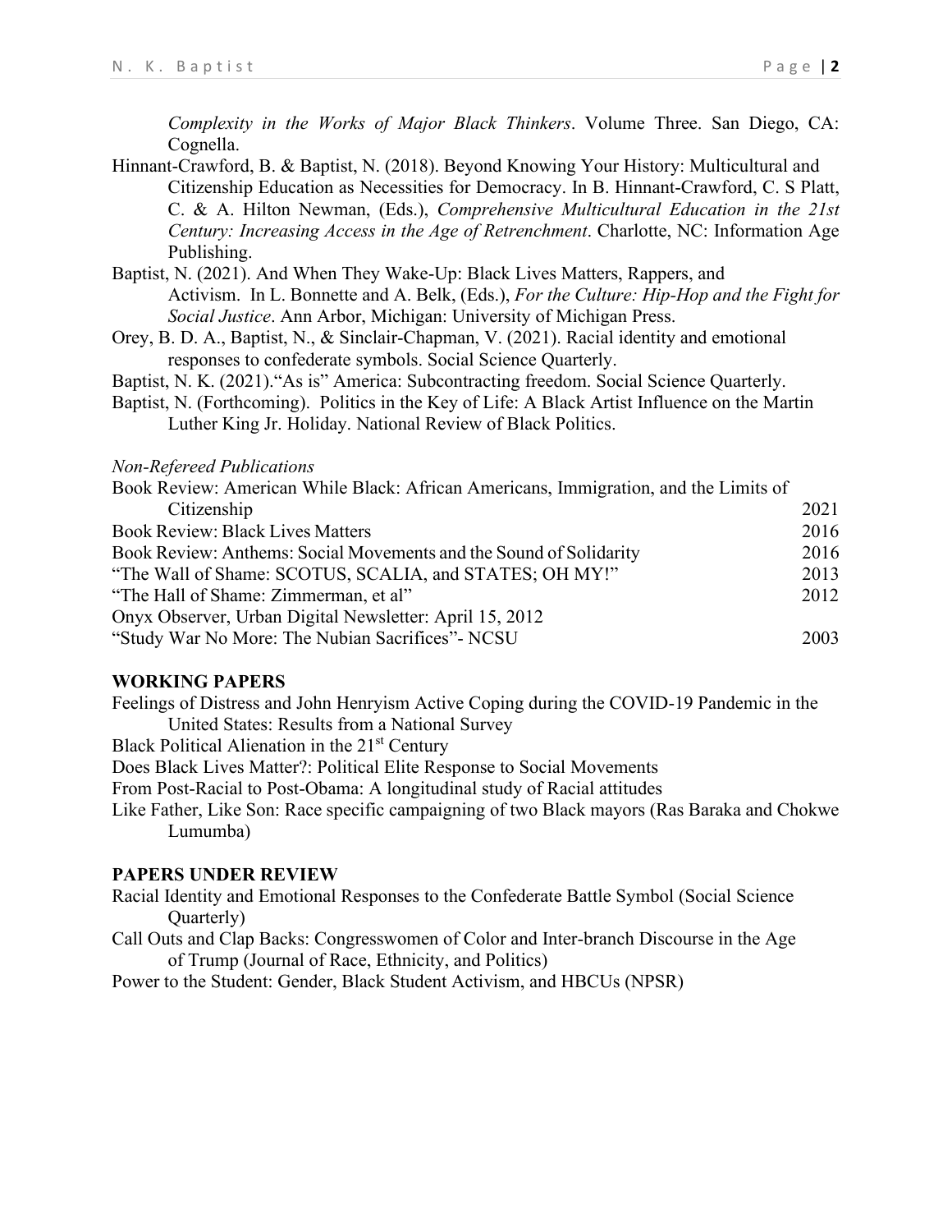*Complexity in the Works of Major Black Thinkers*. Volume Three. San Diego, CA: Cognella.

Hinnant-Crawford, B. & Baptist, N. (2018). Beyond Knowing Your History: Multicultural and Citizenship Education as Necessities for Democracy. In B. Hinnant-Crawford, C. S Platt, C. & A. Hilton Newman, (Eds.), *Comprehensive Multicultural Education in the 21st Century: Increasing Access in the Age of Retrenchment*. Charlotte, NC: Information Age Publishing.

Baptist, N. (2021). And When They Wake-Up: Black Lives Matters, Rappers, and Activism. In L. Bonnette and A. Belk, (Eds.), *For the Culture: Hip-Hop and the Fight for Social Justice*. Ann Arbor, Michigan: University of Michigan Press.

Orey, B. D. A., Baptist, N., & Sinclair-Chapman, V. (2021). Racial identity and emotional responses to confederate symbols. Social Science Quarterly.

Baptist, N. K. (2021)."As is" America: Subcontracting freedom. Social Science Quarterly.

Baptist, N. (Forthcoming). Politics in the Key of Life: A Black Artist Influence on the Martin Luther King Jr. Holiday. National Review of Black Politics.

*Non-Refereed Publications*

Book Review: American While Black: African Americans, Immigration, and the Limits of Citizenship — 2021

Book Review: Black Lives Matters — 2016

Book Review: Anthems: Social Movements and the Sound of Solidarity — 2016

"The Wall of Shame: SCOTUS, SCALIA, and STATES; OH MY!" — 2013

"The Hall of Shame: Zimmerman, et al" — 2012

Onyx Observer, Urban Digital Newsletter: April 15, 2012

"Study War No More: The Nubian Sacrifices"- NCSU — 2003

## WORKING PAPERS

Feelings of Distress and John Henryism Active Coping during the COVID-19 Pandemic in the United States: Results from a National Survey

Black Political Alienation in the 21st Century

Does Black Lives Matter?: Political Elite Response to Social Movements

From Post-Racial to Post-Obama: A longitudinal study of Racial attitudes

Like Father, Like Son: Race specific campaigning of two Black mayors (Ras Baraka and Chokwe Lumumba)

## PAPERS UNDER REVIEW

Racial Identity and Emotional Responses to the Confederate Battle Symbol (Social Science Quarterly)

Call Outs and Clap Backs: Congresswomen of Color and Inter-branch Discourse in the Age of Trump (Journal of Race, Ethnicity, and Politics)

Power to the Student: Gender, Black Student Activism, and HBCUs (NPSR)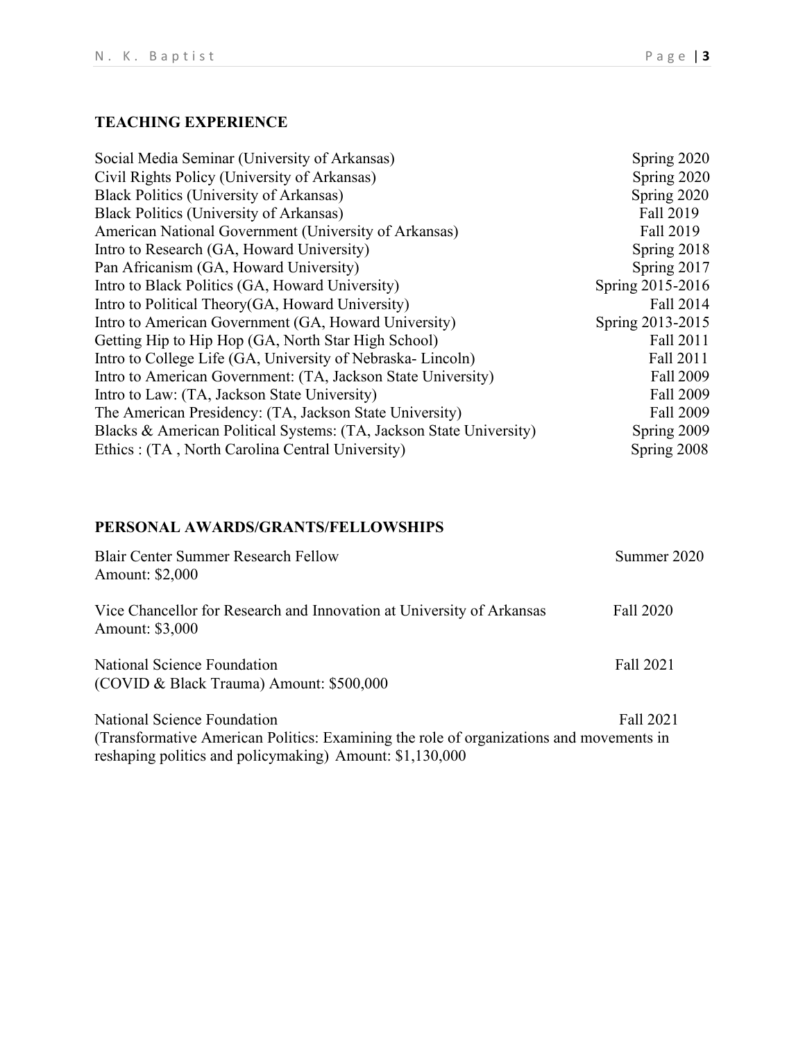## TEACHING EXPERIENCE

| | |
|---|---|
| Social Media Seminar (University of Arkansas) | Spring 2020 |
| Civil Rights Policy (University of Arkansas) | Spring 2020 |
| Black Politics (University of Arkansas) | Spring 2020 |
| Black Politics (University of Arkansas) | Fall 2019 |
| American National Government (University of Arkansas) | Fall 2019 |
| Intro to Research (GA, Howard University) | Spring 2018 |
| Pan Africanism (GA, Howard University) | Spring 2017 |
| Intro to Black Politics (GA, Howard University) | Spring 2015-2016 |
| Intro to Political Theory(GA, Howard University) | Fall 2014 |
| Intro to American Government (GA, Howard University) | Spring 2013-2015 |
| Getting Hip to Hip Hop (GA, North Star High School) | Fall 2011 |
| Intro to College Life (GA, University of Nebraska- Lincoln) | Fall 2011 |
| Intro to American Government: (TA, Jackson State University) | Fall 2009 |
| Intro to Law: (TA, Jackson State University) | Fall 2009 |
| The American Presidency: (TA, Jackson State University) | Fall 2009 |
| Blacks & American Political Systems: (TA, Jackson State University) | Spring 2009 |
| Ethics : (TA , North Carolina Central University) | Spring 2008 |

## PERSONAL AWARDS/GRANTS/FELLOWSHIPS

Blair Center Summer Research Fellow — Summer 2020
Amount: $2,000

Vice Chancellor for Research and Innovation at University of Arkansas — Fall 2020
Amount: $3,000

National Science Foundation — Fall 2021
(COVID & Black Trauma) Amount: $500,000

National Science Foundation — Fall 2021
(Transformative American Politics: Examining the role of organizations and movements in reshaping politics and policymaking) Amount: $1,130,000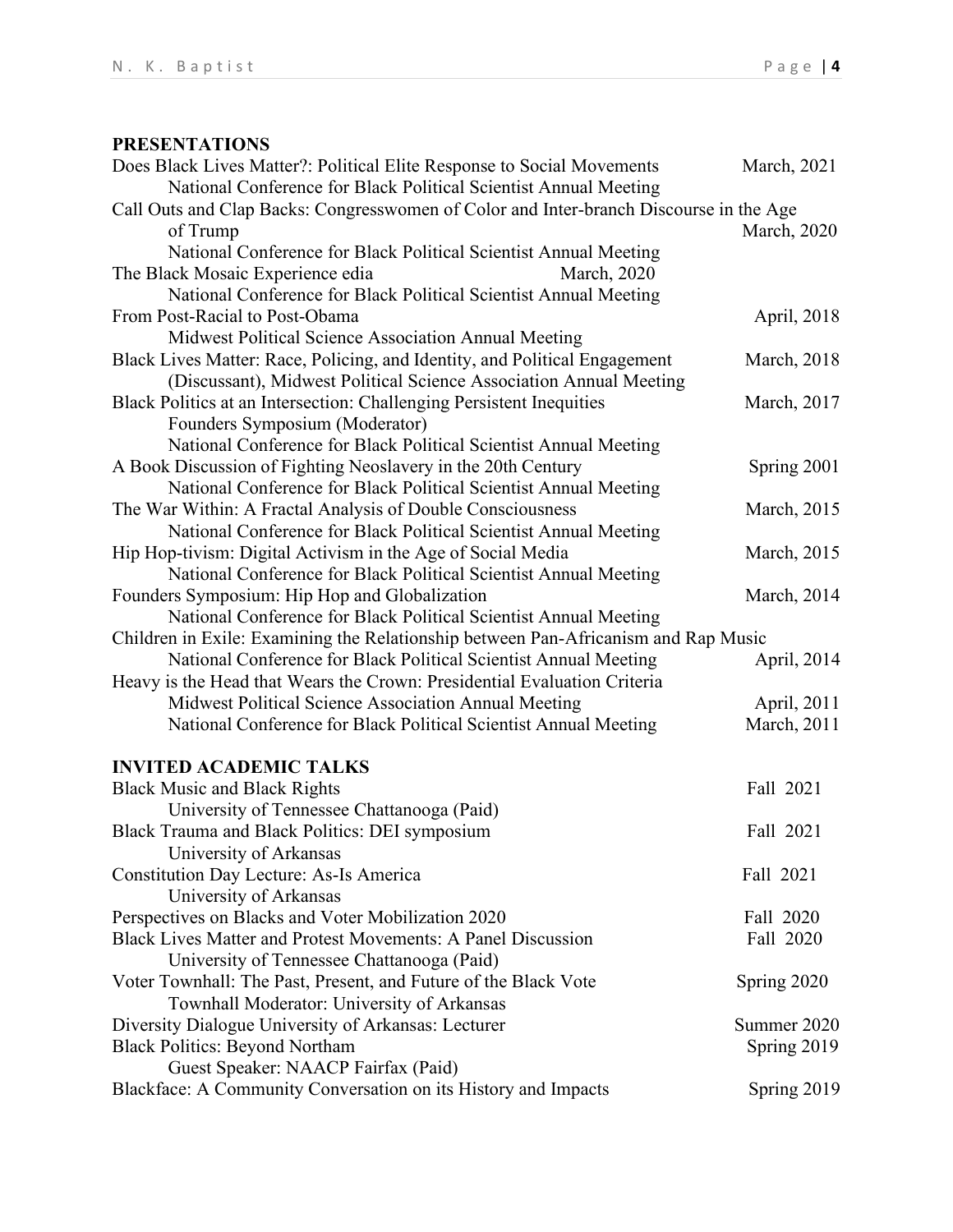## PRESENTATIONS

Does Black Lives Matter?: Political Elite Response to Social Movements — March, 2021
    National Conference for Black Political Scientist Annual Meeting

Call Outs and Clap Backs: Congresswomen of Color and Inter-branch Discourse in the Age of Trump — March, 2020
    National Conference for Black Political Scientist Annual Meeting

The Black Mosaic Experience edia — March, 2020
    National Conference for Black Political Scientist Annual Meeting

From Post-Racial to Post-Obama — April, 2018
    Midwest Political Science Association Annual Meeting

Black Lives Matter: Race, Policing, and Identity, and Political Engagement — March, 2018
    (Discussant), Midwest Political Science Association Annual Meeting

Black Politics at an Intersection: Challenging Persistent Inequities — March, 2017
    Founders Symposium (Moderator)
    National Conference for Black Political Scientist Annual Meeting

A Book Discussion of Fighting Neoslavery in the 20th Century — Spring 2001
    National Conference for Black Political Scientist Annual Meeting

The War Within: A Fractal Analysis of Double Consciousness — March, 2015
    National Conference for Black Political Scientist Annual Meeting

Hip Hop-tivism: Digital Activism in the Age of Social Media — March, 2015
    National Conference for Black Political Scientist Annual Meeting

Founders Symposium: Hip Hop and Globalization — March, 2014
    National Conference for Black Political Scientist Annual Meeting

Children in Exile: Examining the Relationship between Pan-Africanism and Rap Music
    National Conference for Black Political Scientist Annual Meeting — April, 2014

Heavy is the Head that Wears the Crown: Presidential Evaluation Criteria
    Midwest Political Science Association Annual Meeting — April, 2011
    National Conference for Black Political Scientist Annual Meeting — March, 2011

## INVITED ACADEMIC TALKS

Black Music and Black Rights — Fall 2021
    University of Tennessee Chattanooga (Paid)

Black Trauma and Black Politics: DEI symposium — Fall 2021
    University of Arkansas

Constitution Day Lecture: As-Is America — Fall 2021
    University of Arkansas

Perspectives on Blacks and Voter Mobilization 2020 — Fall 2020

Black Lives Matter and Protest Movements: A Panel Discussion — Fall 2020
    University of Tennessee Chattanooga (Paid)

Voter Townhall: The Past, Present, and Future of the Black Vote — Spring 2020
    Townhall Moderator: University of Arkansas

Diversity Dialogue University of Arkansas: Lecturer — Summer 2020

Black Politics: Beyond Northam — Spring 2019
    Guest Speaker: NAACP Fairfax (Paid)

Blackface: A Community Conversation on its History and Impacts — Spring 2019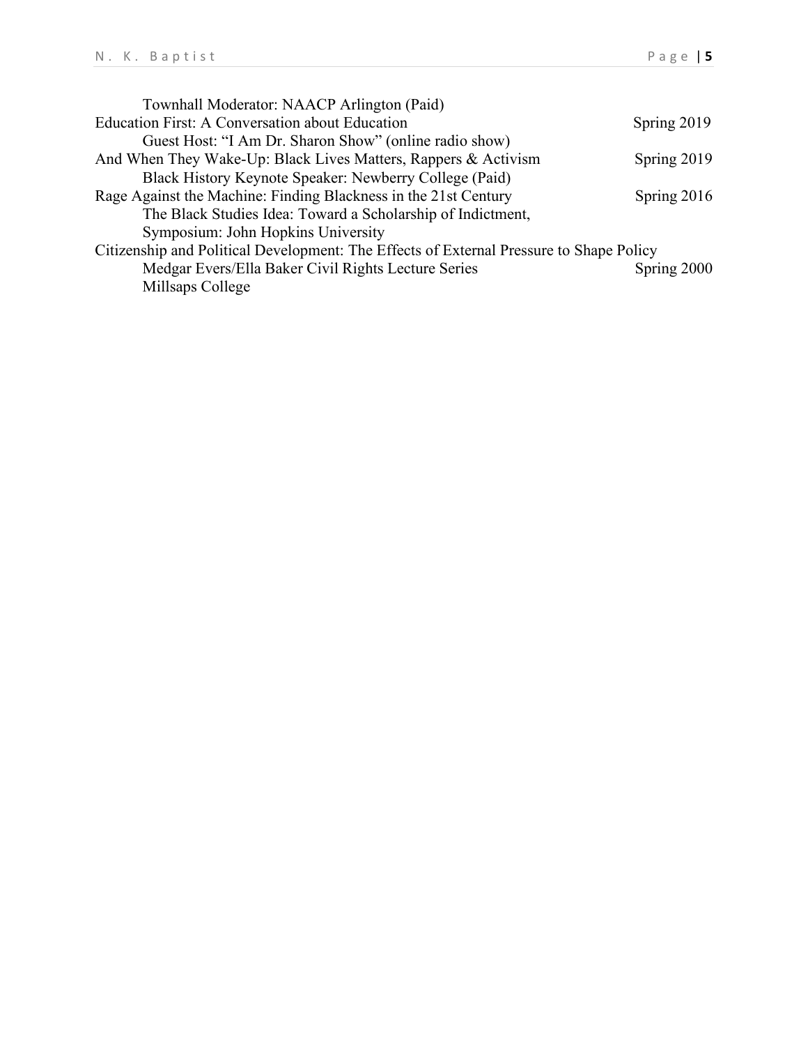Townhall Moderator: NAACP Arlington (Paid)

Education First: A Conversation about Education — Spring 2019
Guest Host: "I Am Dr. Sharon Show" (online radio show)

And When They Wake-Up: Black Lives Matters, Rappers & Activism — Spring 2019
Black History Keynote Speaker: Newberry College (Paid)

Rage Against the Machine: Finding Blackness in the 21st Century — Spring 2016
The Black Studies Idea: Toward a Scholarship of Indictment,
Symposium: John Hopkins University

Citizenship and Political Development: The Effects of External Pressure to Shape Policy
Medgar Evers/Ella Baker Civil Rights Lecture Series — Spring 2000
Millsaps College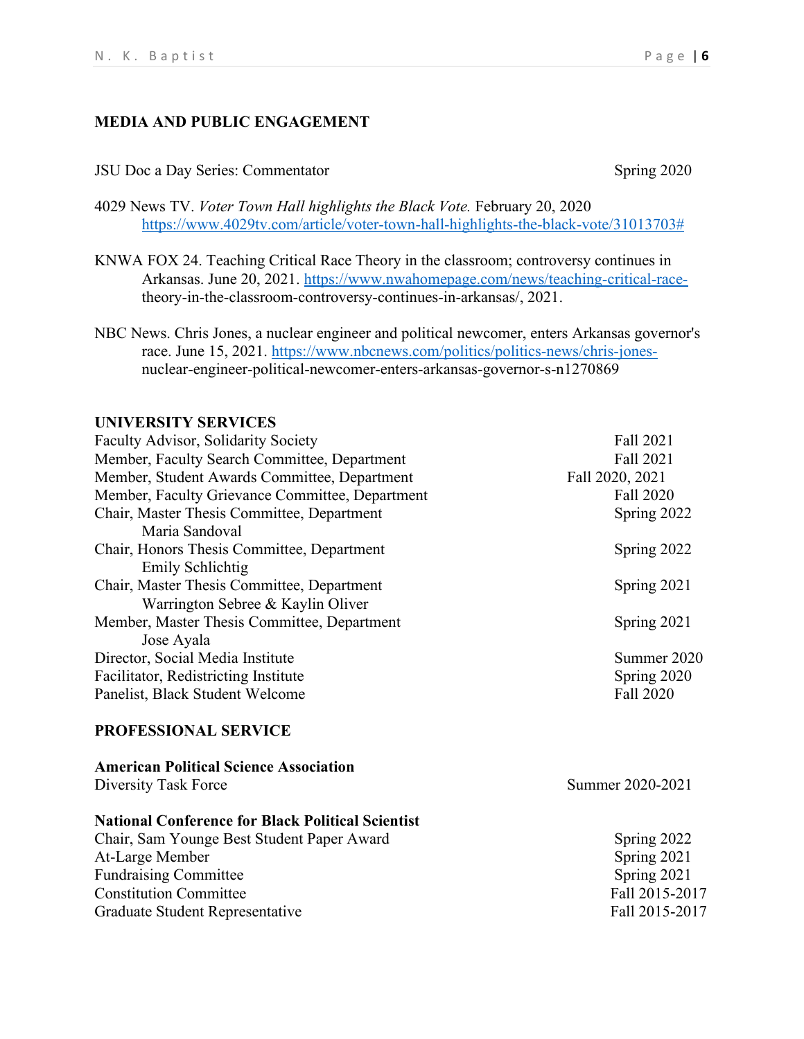## MEDIA AND PUBLIC ENGAGEMENT

JSU Doc a Day Series: Commentator — Spring 2020

4029 News TV. *Voter Town Hall highlights the Black Vote.* February 20, 2020 https://www.4029tv.com/article/voter-town-hall-highlights-the-black-vote/31013703#

KNWA FOX 24. Teaching Critical Race Theory in the classroom; controversy continues in Arkansas. June 20, 2021. https://www.nwahomepage.com/news/teaching-critical-race-theory-in-the-classroom-controversy-continues-in-arkansas/, 2021.

NBC News. Chris Jones, a nuclear engineer and political newcomer, enters Arkansas governor's race. June 15, 2021. https://www.nbcnews.com/politics/politics-news/chris-jones-nuclear-engineer-political-newcomer-enters-arkansas-governor-s-n1270869

## UNIVERSITY SERVICES

| | |
|---|---|
| Faculty Advisor, Solidarity Society | Fall 2021 |
| Member, Faculty Search Committee, Department | Fall 2021 |
| Member, Student Awards Committee, Department | Fall 2020, 2021 |
| Member, Faculty Grievance Committee, Department | Fall 2020 |
| Chair, Master Thesis Committee, Department<br>Maria Sandoval | Spring 2022 |
| Chair, Honors Thesis Committee, Department<br>Emily Schlichtig | Spring 2022 |
| Chair, Master Thesis Committee, Department<br>Warrington Sebree & Kaylin Oliver | Spring 2021 |
| Member, Master Thesis Committee, Department<br>Jose Ayala | Spring 2021 |
| Director, Social Media Institute | Summer 2020 |
| Facilitator, Redistricting Institute | Spring 2020 |
| Panelist, Black Student Welcome | Fall 2020 |

## PROFESSIONAL SERVICE

**American Political Science Association**

| | |
|---|---|
| Diversity Task Force | Summer 2020-2021 |

**National Conference for Black Political Scientist**

| | |
|---|---|
| Chair, Sam Younge Best Student Paper Award | Spring 2022 |
| At-Large Member | Spring 2021 |
| Fundraising Committee | Spring 2021 |
| Constitution Committee | Fall 2015-2017 |
| Graduate Student Representative | Fall 2015-2017 |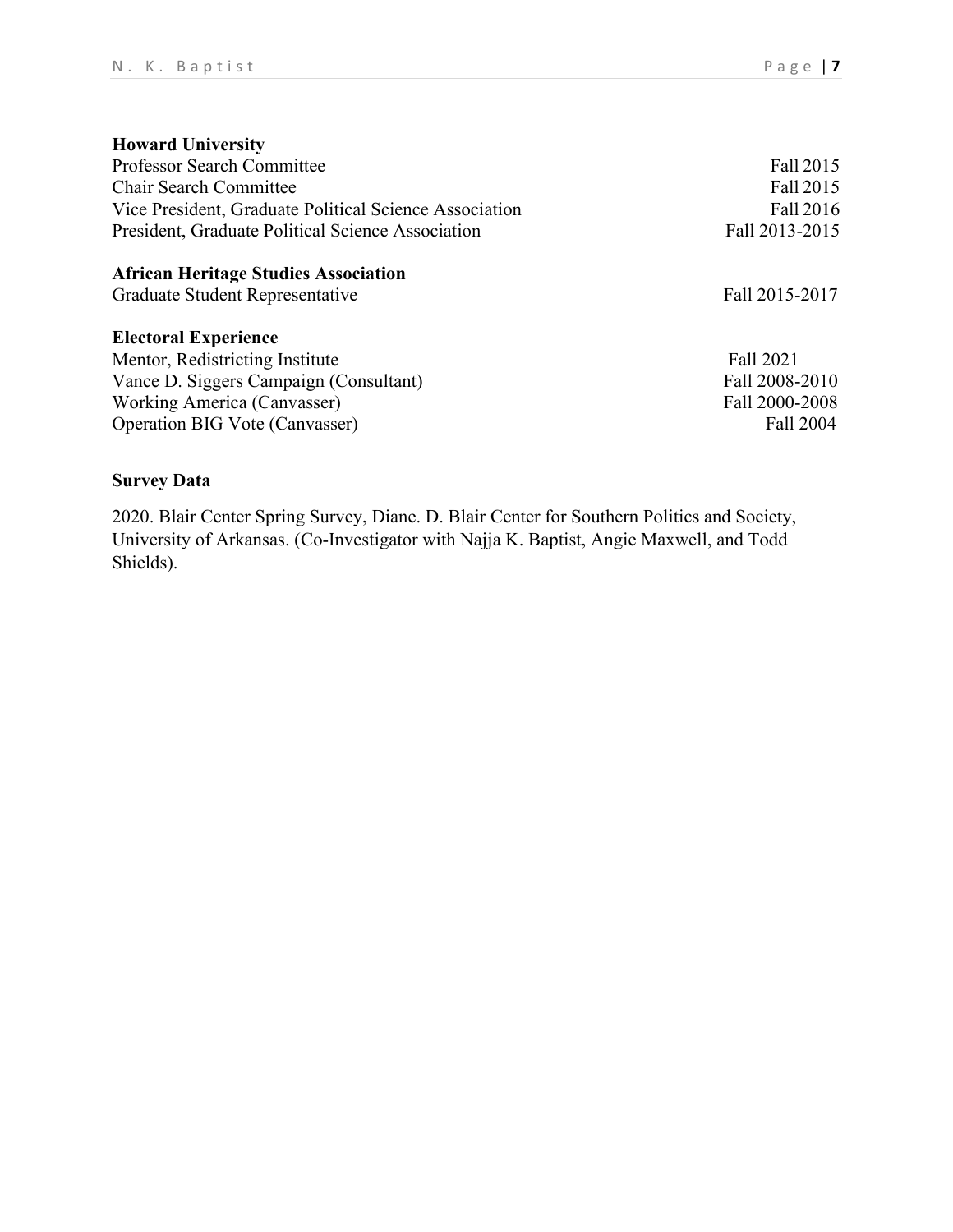**Howard University**

| | |
|---|---|
| Professor Search Committee | Fall 2015 |
| Chair Search Committee | Fall 2015 |
| Vice President, Graduate Political Science Association | Fall 2016 |
| President, Graduate Political Science Association | Fall 2013-2015 |

**African Heritage Studies Association**

| | |
|---|---|
| Graduate Student Representative | Fall 2015-2017 |

**Electoral Experience**

| | |
|---|---|
| Mentor, Redistricting Institute | Fall 2021 |
| Vance D. Siggers Campaign (Consultant) | Fall 2008-2010 |
| Working America (Canvasser) | Fall 2000-2008 |
| Operation BIG Vote (Canvasser) | Fall 2004 |

**Survey Data**

2020. Blair Center Spring Survey, Diane. D. Blair Center for Southern Politics and Society, University of Arkansas. (Co-Investigator with Najja K. Baptist, Angie Maxwell, and Todd Shields).